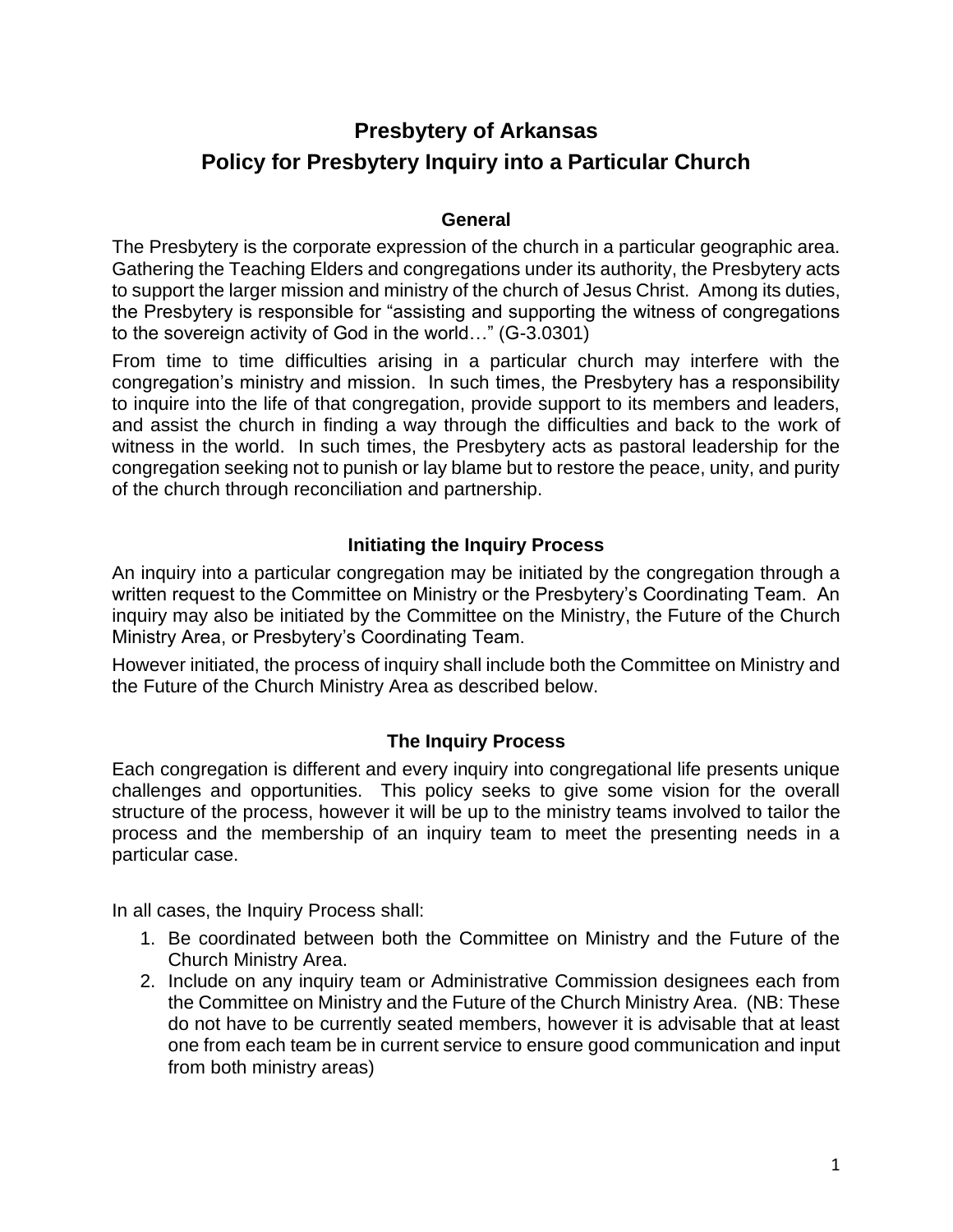# Presbytery of Arkansas
# Policy for Presbytery Inquiry into a Particular Church

### General

The Presbytery is the corporate expression of the church in a particular geographic area. Gathering the Teaching Elders and congregations under its authority, the Presbytery acts to support the larger mission and ministry of the church of Jesus Christ. Among its duties, the Presbytery is responsible for "assisting and supporting the witness of congregations to the sovereign activity of God in the world…" (G-3.0301)

From time to time difficulties arising in a particular church may interfere with the congregation's ministry and mission. In such times, the Presbytery has a responsibility to inquire into the life of that congregation, provide support to its members and leaders, and assist the church in finding a way through the difficulties and back to the work of witness in the world. In such times, the Presbytery acts as pastoral leadership for the congregation seeking not to punish or lay blame but to restore the peace, unity, and purity of the church through reconciliation and partnership.

### Initiating the Inquiry Process

An inquiry into a particular congregation may be initiated by the congregation through a written request to the Committee on Ministry or the Presbytery's Coordinating Team. An inquiry may also be initiated by the Committee on the Ministry, the Future of the Church Ministry Area, or Presbytery's Coordinating Team.

However initiated, the process of inquiry shall include both the Committee on Ministry and the Future of the Church Ministry Area as described below.

### The Inquiry Process

Each congregation is different and every inquiry into congregational life presents unique challenges and opportunities. This policy seeks to give some vision for the overall structure of the process, however it will be up to the ministry teams involved to tailor the process and the membership of an inquiry team to meet the presenting needs in a particular case.

In all cases, the Inquiry Process shall:

1. Be coordinated between both the Committee on Ministry and the Future of the Church Ministry Area.
2. Include on any inquiry team or Administrative Commission designees each from the Committee on Ministry and the Future of the Church Ministry Area. (NB: These do not have to be currently seated members, however it is advisable that at least one from each team be in current service to ensure good communication and input from both ministry areas)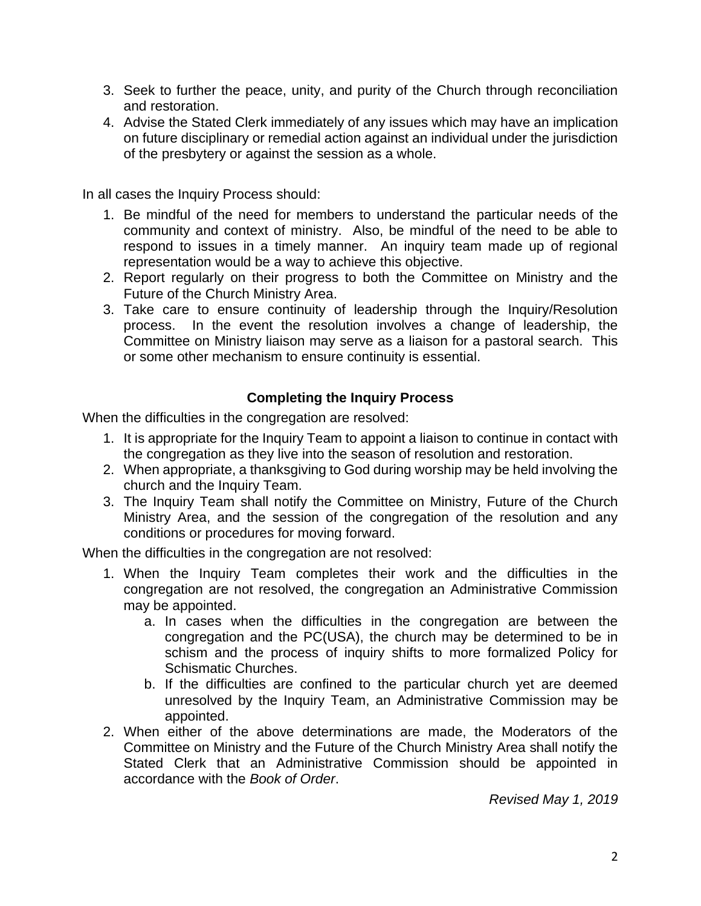3. Seek to further the peace, unity, and purity of the Church through reconciliation and restoration.
4. Advise the Stated Clerk immediately of any issues which may have an implication on future disciplinary or remedial action against an individual under the jurisdiction of the presbytery or against the session as a whole.

In all cases the Inquiry Process should:

1. Be mindful of the need for members to understand the particular needs of the community and context of ministry. Also, be mindful of the need to be able to respond to issues in a timely manner. An inquiry team made up of regional representation would be a way to achieve this objective.
2. Report regularly on their progress to both the Committee on Ministry and the Future of the Church Ministry Area.
3. Take care to ensure continuity of leadership through the Inquiry/Resolution process. In the event the resolution involves a change of leadership, the Committee on Ministry liaison may serve as a liaison for a pastoral search. This or some other mechanism to ensure continuity is essential.

**Completing the Inquiry Process**

When the difficulties in the congregation are resolved:

1. It is appropriate for the Inquiry Team to appoint a liaison to continue in contact with the congregation as they live into the season of resolution and restoration.
2. When appropriate, a thanksgiving to God during worship may be held involving the church and the Inquiry Team.
3. The Inquiry Team shall notify the Committee on Ministry, Future of the Church Ministry Area, and the session of the congregation of the resolution and any conditions or procedures for moving forward.

When the difficulties in the congregation are not resolved:

1. When the Inquiry Team completes their work and the difficulties in the congregation are not resolved, the congregation an Administrative Commission may be appointed.
   a. In cases when the difficulties in the congregation are between the congregation and the PC(USA), the church may be determined to be in schism and the process of inquiry shifts to more formalized Policy for Schismatic Churches.
   b. If the difficulties are confined to the particular church yet are deemed unresolved by the Inquiry Team, an Administrative Commission may be appointed.
2. When either of the above determinations are made, the Moderators of the Committee on Ministry and the Future of the Church Ministry Area shall notify the Stated Clerk that an Administrative Commission should be appointed in accordance with the *Book of Order*.

*Revised May 1, 2019*